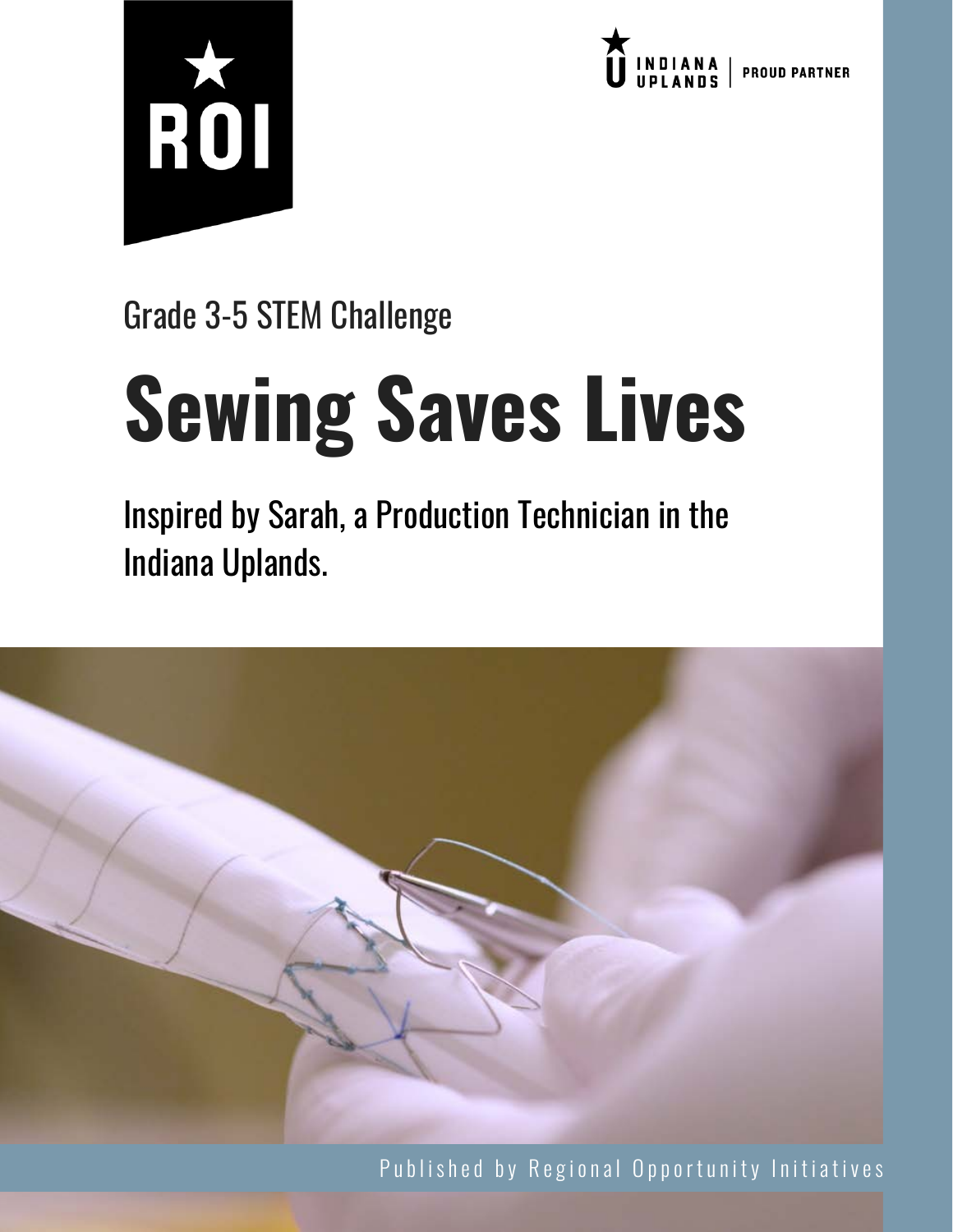ROI

INDIANA UPLANDS | PROUD PARTNER

Grade 3-5 STEM Challenge

# Sewing Saves Lives

Inspired by Sarah, a Production Technician in the Indiana Uplands.

Published by Regional Opportunity Initiatives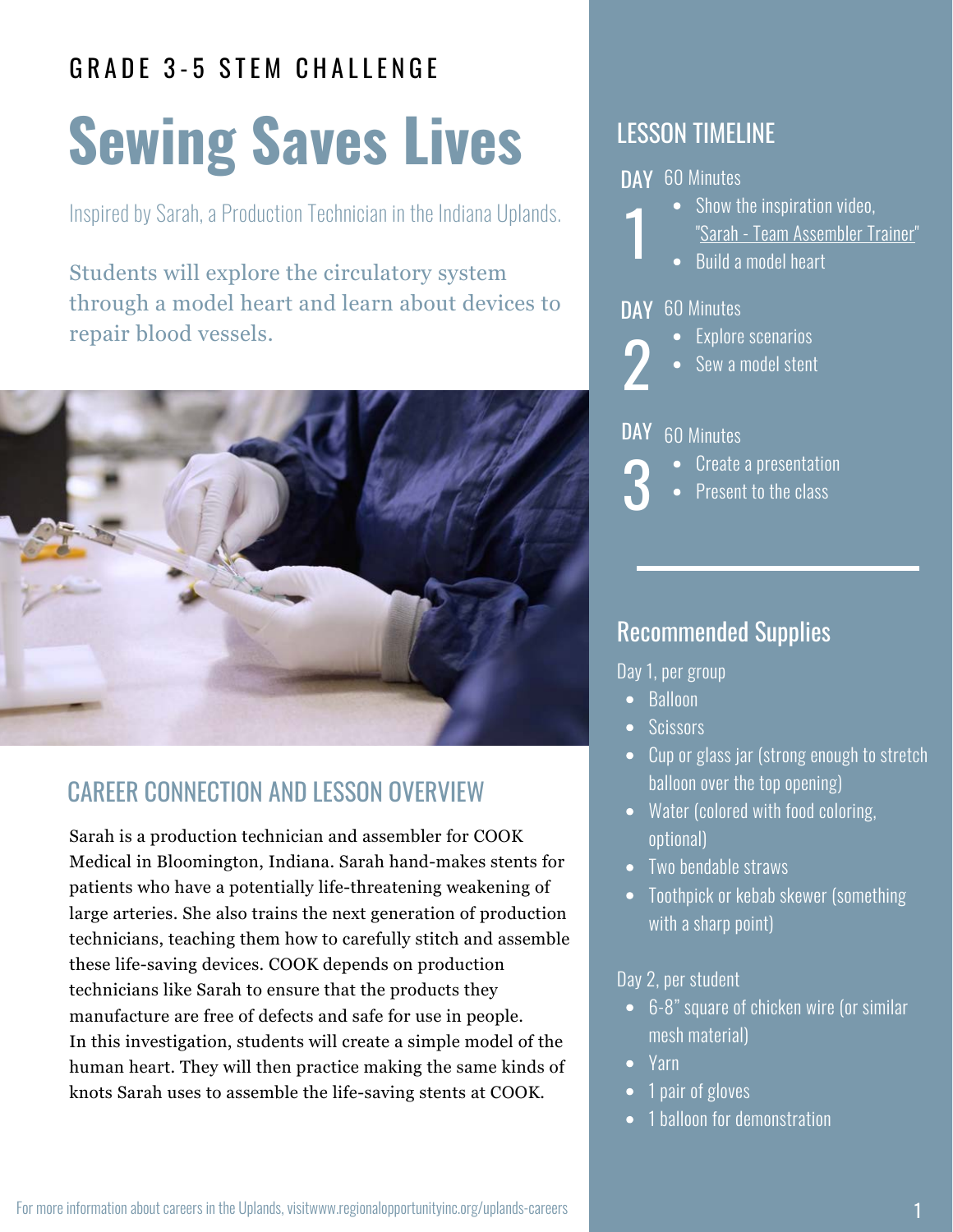GRADE 3-5 STEM CHALLENGE

# Sewing Saves Lives

Inspired by Sarah, a Production Technician in the Indiana Uplands.

Students will explore the circulatory system through a model heart and learn about devices to repair blood vessels.

## CAREER CONNECTION AND LESSON OVERVIEW

Sarah is a production technician and assembler for COOK Medical in Bloomington, Indiana. Sarah hand-makes stents for patients who have a potentially life-threatening weakening of large arteries. She also trains the next generation of production technicians, teaching them how to carefully stitch and assemble these life-saving devices. COOK depends on production technicians like Sarah to ensure that the products they manufacture are free of defects and safe for use in people. In this investigation, students will create a simple model of the human heart. They will then practice making the same kinds of knots Sarah uses to assemble the life-saving stents at COOK.

## LESSON TIMELINE

**DAY 1** 60 Minutes

- Show the inspiration video, "Sarah - Team Assembler Trainer"
- Build a model heart

**DAY 2** 60 Minutes

- Explore scenarios
- Sew a model stent

**DAY 3** 60 Minutes

- Create a presentation
- Present to the class

## Recommended Supplies

Day 1, per group

- Balloon
- Scissors
- Cup or glass jar (strong enough to stretch balloon over the top opening)
- Water (colored with food coloring, optional)
- Two bendable straws
- Toothpick or kebab skewer (something with a sharp point)

Day 2, per student

- 6-8" square of chicken wire (or similar mesh material)
- Yarn
- 1 pair of gloves
- 1 balloon for demonstration

For more information about careers in the Uplands, visitwww.regionalopportunityinc.org/uplands-careers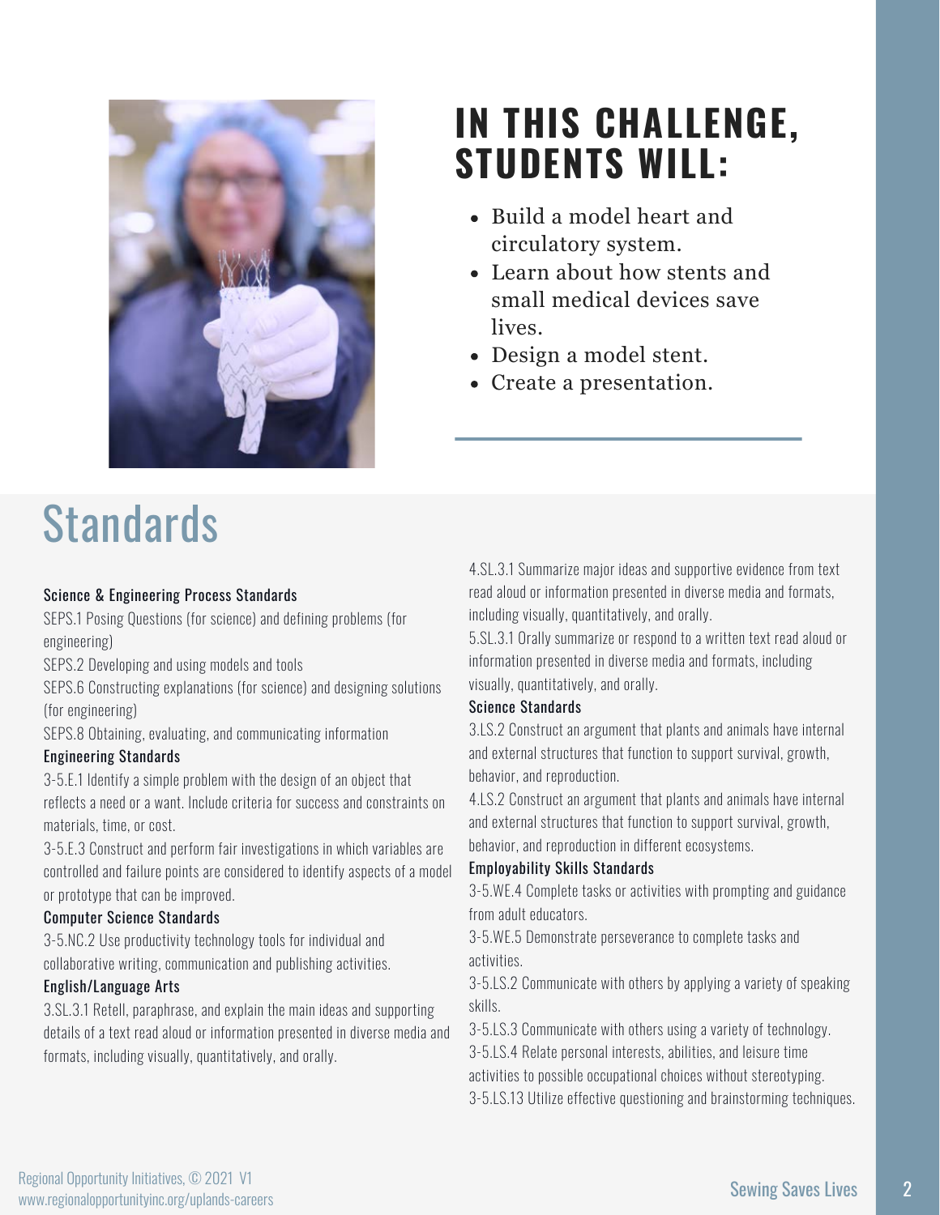## IN THIS CHALLENGE, STUDENTS WILL:

- Build a model heart and circulatory system.
- Learn about how stents and small medical devices save lives.
- Design a model stent.
- Create a presentation.

# Standards

### Science & Engineering Process Standards

SEPS.1 Posing Questions (for science) and defining problems (for engineering)

SEPS.2 Developing and using models and tools

SEPS.6 Constructing explanations (for science) and designing solutions (for engineering)

SEPS.8 Obtaining, evaluating, and communicating information

### Engineering Standards

3-5.E.1 Identify a simple problem with the design of an object that reflects a need or a want. Include criteria for success and constraints on materials, time, or cost.

3-5.E.3 Construct and perform fair investigations in which variables are controlled and failure points are considered to identify aspects of a model or prototype that can be improved.

### Computer Science Standards

3-5.NC.2 Use productivity technology tools for individual and collaborative writing, communication and publishing activities.

### English/Language Arts

3.SL.3.1 Retell, paraphrase, and explain the main ideas and supporting details of a text read aloud or information presented in diverse media and formats, including visually, quantitatively, and orally.

4.SL.3.1 Summarize major ideas and supportive evidence from text read aloud or information presented in diverse media and formats, including visually, quantitatively, and orally.

5.SL.3.1 Orally summarize or respond to a written text read aloud or information presented in diverse media and formats, including visually, quantitatively, and orally.

### Science Standards

3.LS.2 Construct an argument that plants and animals have internal and external structures that function to support survival, growth, behavior, and reproduction.

4.LS.2 Construct an argument that plants and animals have internal and external structures that function to support survival, growth, behavior, and reproduction in different ecosystems.

### Employability Skills Standards

3-5.WE.4 Complete tasks or activities with prompting and guidance from adult educators.

3-5.WE.5 Demonstrate perseverance to complete tasks and activities.

3-5.LS.2 Communicate with others by applying a variety of speaking skills.

3-5.LS.3 Communicate with others using a variety of technology.

3-5.LS.4 Relate personal interests, abilities, and leisure time activities to possible occupational choices without stereotyping.

3-5.LS.13 Utilize effective questioning and brainstorming techniques.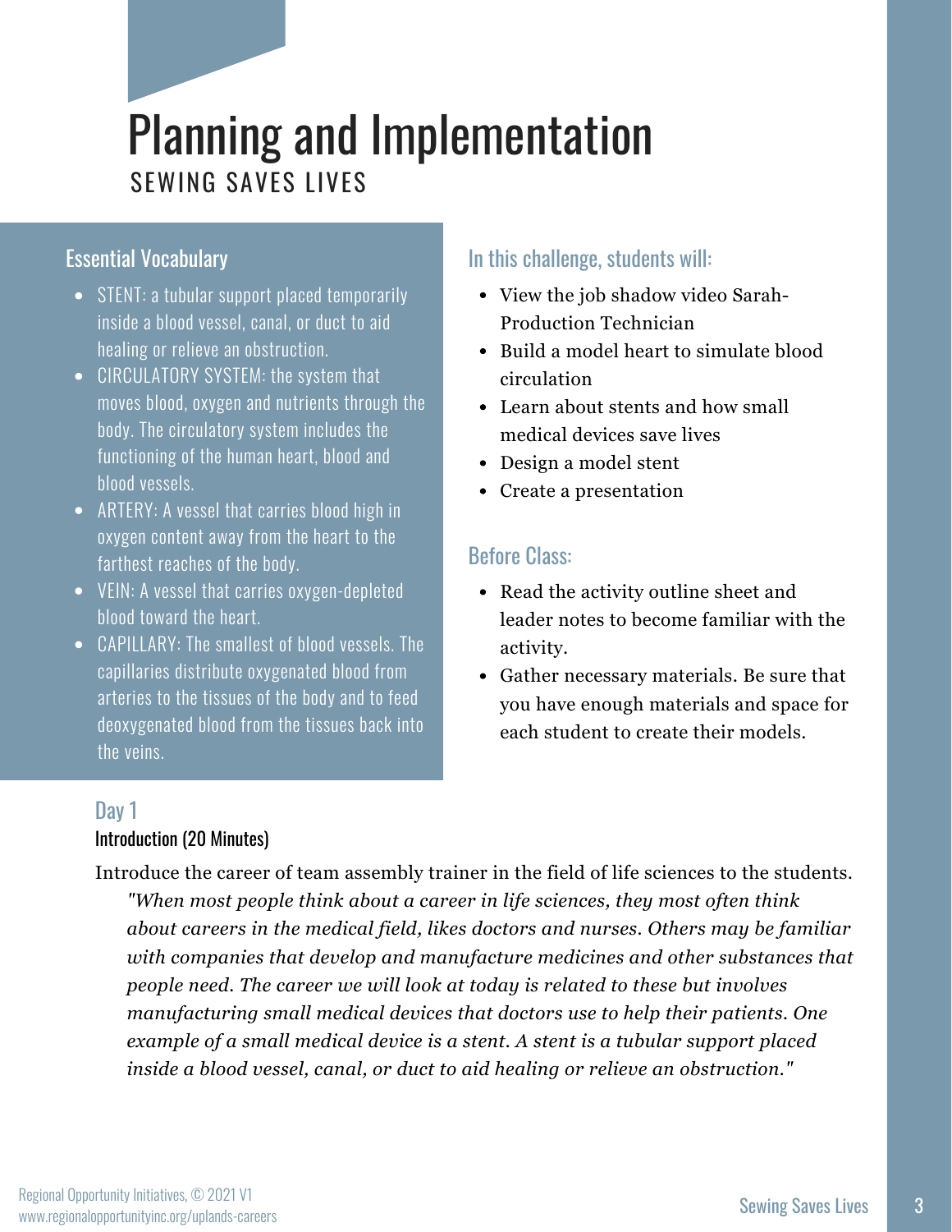# Planning and Implementation

SEWING SAVES LIVES

## Essential Vocabulary

- STENT: a tubular support placed temporarily inside a blood vessel, canal, or duct to aid healing or relieve an obstruction.
- CIRCULATORY SYSTEM: the system that moves blood, oxygen and nutrients through the body. The circulatory system includes the functioning of the human heart, blood and blood vessels.
- ARTERY: A vessel that carries blood high in oxygen content away from the heart to the farthest reaches of the body.
- VEIN: A vessel that carries oxygen-depleted blood toward the heart.
- CAPILLARY: The smallest of blood vessels. The capillaries distribute oxygenated blood from arteries to the tissues of the body and to feed deoxygenated blood from the tissues back into the veins.

## In this challenge, students will:

- View the job shadow video Sarah-Production Technician
- Build a model heart to simulate blood circulation
- Learn about stents and how small medical devices save lives
- Design a model stent
- Create a presentation

## Before Class:

- Read the activity outline sheet and leader notes to become familiar with the activity.
- Gather necessary materials. Be sure that you have enough materials and space for each student to create their models.

## Day 1

### Introduction (20 Minutes)

Introduce the career of team assembly trainer in the field of life sciences to the students.

*"When most people think about a career in life sciences, they most often think about careers in the medical field, likes doctors and nurses. Others may be familiar with companies that develop and manufacture medicines and other substances that people need. The career we will look at today is related to these but involves manufacturing small medical devices that doctors use to help their patients. One example of a small medical device is a stent. A stent is a tubular support placed inside a blood vessel, canal, or duct to aid healing or relieve an obstruction."*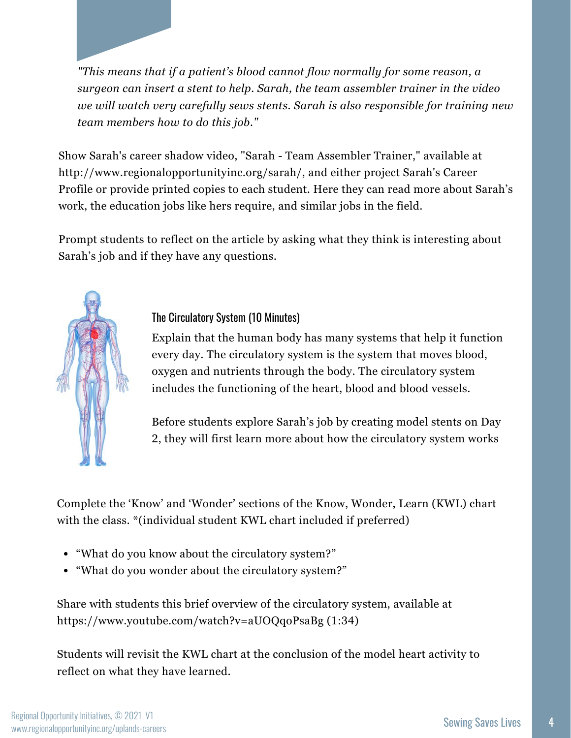*"This means that if a patient's blood cannot flow normally for some reason, a surgeon can insert a stent to help. Sarah, the team assembler trainer in the video we will watch very carefully sews stents. Sarah is also responsible for training new team members how to do this job."*

Show Sarah's career shadow video, "Sarah - Team Assembler Trainer," available at http://www.regionalopportunityinc.org/sarah/, and either project Sarah's Career Profile or provide printed copies to each student. Here they can read more about Sarah's work, the education jobs like hers require, and similar jobs in the field.

Prompt students to reflect on the article by asking what they think is interesting about Sarah's job and if they have any questions.

### The Circulatory System (10 Minutes)

Explain that the human body has many systems that help it function every day. The circulatory system is the system that moves blood, oxygen and nutrients through the body. The circulatory system includes the functioning of the heart, blood and blood vessels.

Before students explore Sarah's job by creating model stents on Day 2, they will first learn more about how the circulatory system works

Complete the 'Know' and 'Wonder' sections of the Know, Wonder, Learn (KWL) chart with the class. *(individual student KWL chart included if preferred)

- "What do you know about the circulatory system?"
- "What do you wonder about the circulatory system?"

Share with students this brief overview of the circulatory system, available at https://www.youtube.com/watch?v=aUOQqoPsaBg (1:34)

Students will revisit the KWL chart at the conclusion of the model heart activity to reflect on what they have learned.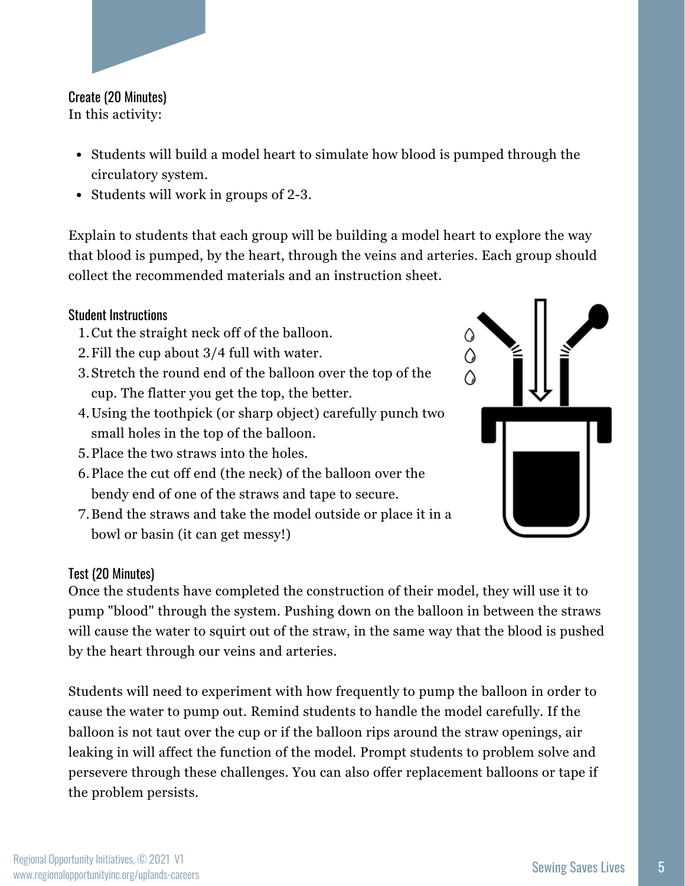### Create (20 Minutes)

In this activity:

- Students will build a model heart to simulate how blood is pumped through the circulatory system.
- Students will work in groups of 2-3.

Explain to students that each group will be building a model heart to explore the way that blood is pumped, by the heart, through the veins and arteries. Each group should collect the recommended materials and an instruction sheet.

### Student Instructions

1. Cut the straight neck off of the balloon.
2. Fill the cup about 3/4 full with water.
3. Stretch the round end of the balloon over the top of the cup. The flatter you get the top, the better.
4. Using the toothpick (or sharp object) carefully punch two small holes in the top of the balloon.
5. Place the two straws into the holes.
6. Place the cut off end (the neck) of the balloon over the bendy end of one of the straws and tape to secure.
7. Bend the straws and take the model outside or place it in a bowl or basin (it can get messy!)

### Test (20 Minutes)

Once the students have completed the construction of their model, they will use it to pump "blood" through the system. Pushing down on the balloon in between the straws will cause the water to squirt out of the straw, in the same way that the blood is pushed by the heart through our veins and arteries.

Students will need to experiment with how frequently to pump the balloon in order to cause the water to pump out. Remind students to handle the model carefully. If the balloon is not taut over the cup or if the balloon rips around the straw openings, air leaking in will affect the function of the model. Prompt students to problem solve and persevere through these challenges. You can also offer replacement balloons or tape if the problem persists.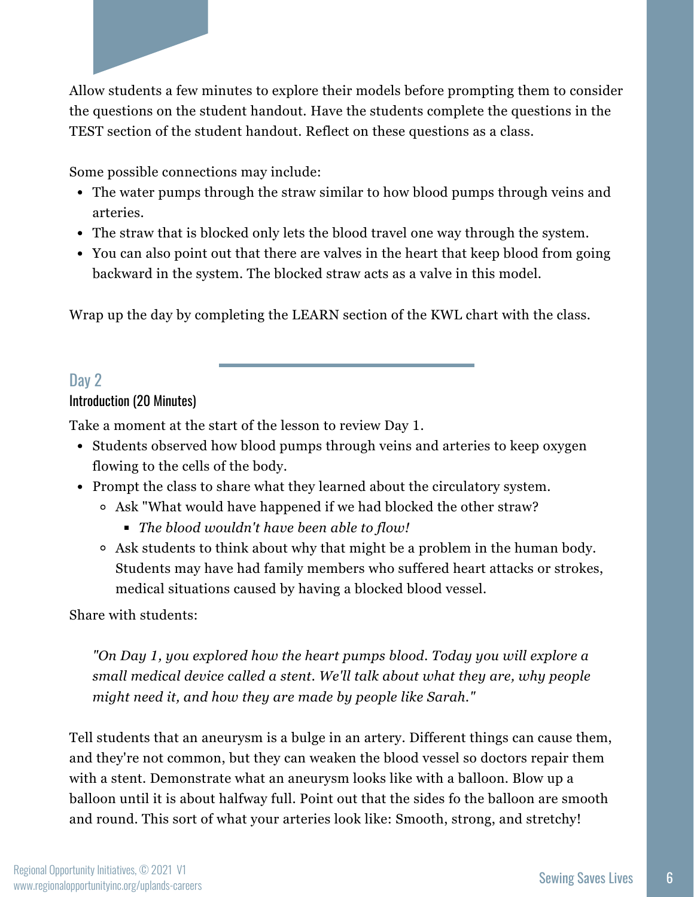Allow students a few minutes to explore their models before prompting them to consider the questions on the student handout. Have the students complete the questions in the TEST section of the student handout. Reflect on these questions as a class.

Some possible connections may include:

- The water pumps through the straw similar to how blood pumps through veins and arteries.
- The straw that is blocked only lets the blood travel one way through the system.
- You can also point out that there are valves in the heart that keep blood from going backward in the system. The blocked straw acts as a valve in this model.

Wrap up the day by completing the LEARN section of the KWL chart with the class.

## Day 2

### Introduction (20 Minutes)

Take a moment at the start of the lesson to review Day 1.

- Students observed how blood pumps through veins and arteries to keep oxygen flowing to the cells of the body.
- Prompt the class to share what they learned about the circulatory system.
  - Ask "What would have happened if we had blocked the other straw?
    - *The blood wouldn't have been able to flow!*
  - Ask students to think about why that might be a problem in the human body. Students may have had family members who suffered heart attacks or strokes, medical situations caused by having a blocked blood vessel.

Share with students:

> *"On Day 1, you explored how the heart pumps blood. Today you will explore a small medical device called a stent. We'll talk about what they are, why people might need it, and how they are made by people like Sarah."*

Tell students that an aneurysm is a bulge in an artery. Different things can cause them, and they're not common, but they can weaken the blood vessel so doctors repair them with a stent. Demonstrate what an aneurysm looks like with a balloon. Blow up a balloon until it is about halfway full. Point out that the sides fo the balloon are smooth and round. This sort of what your arteries look like: Smooth, strong, and stretchy!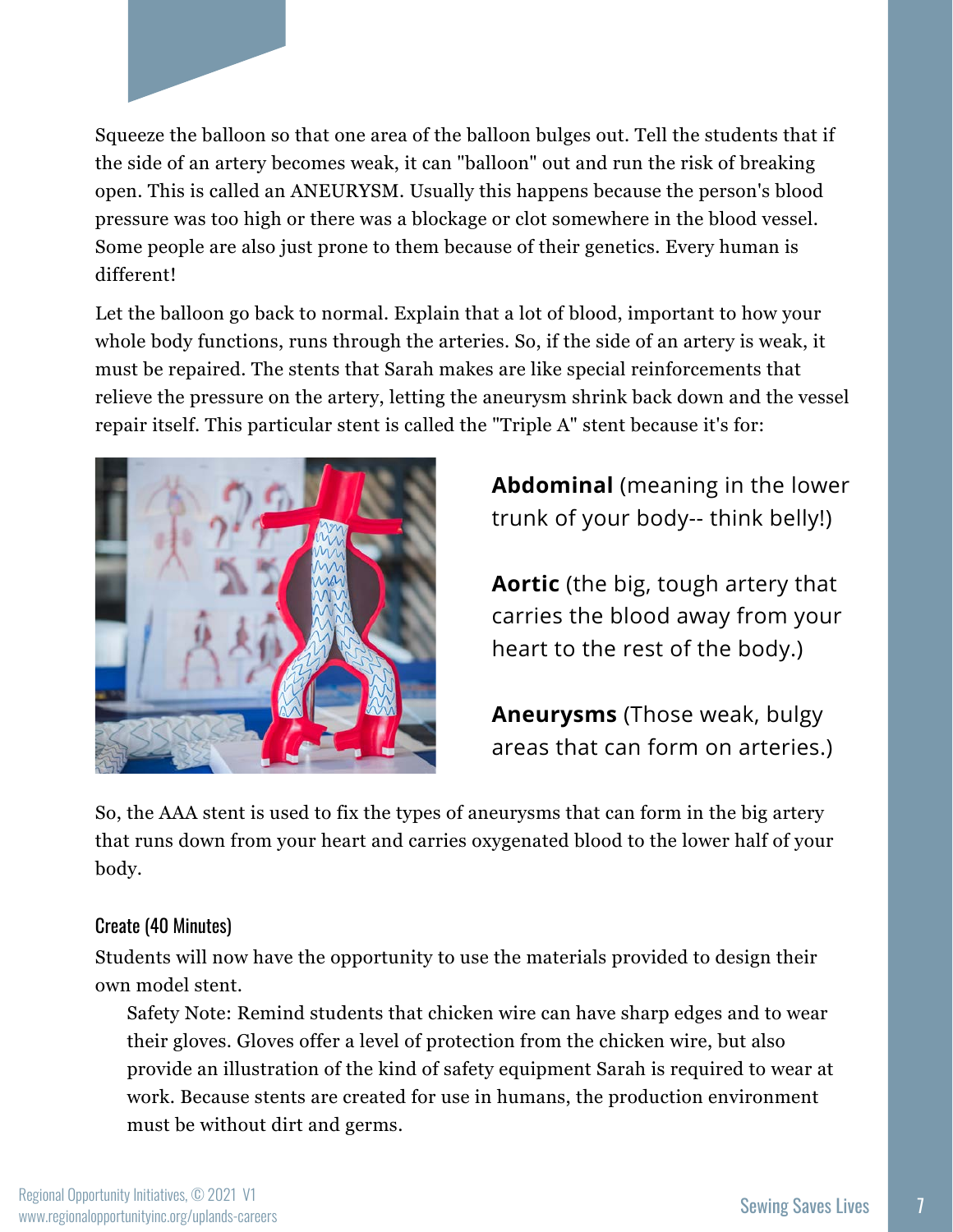Squeeze the balloon so that one area of the balloon bulges out. Tell the students that if the side of an artery becomes weak, it can "balloon" out and run the risk of breaking open. This is called an ANEURYSM. Usually this happens because the person's blood pressure was too high or there was a blockage or clot somewhere in the blood vessel. Some people are also just prone to them because of their genetics. Every human is different!

Let the balloon go back to normal. Explain that a lot of blood, important to how your whole body functions, runs through the arteries. So, if the side of an artery is weak, it must be repaired. The stents that Sarah makes are like special reinforcements that relieve the pressure on the artery, letting the aneurysm shrink back down and the vessel repair itself. This particular stent is called the "Triple A" stent because it's for:

**Abdominal** (meaning in the lower trunk of your body-- think belly!)

**Aortic** (the big, tough artery that carries the blood away from your heart to the rest of the body.)

**Aneurysms** (Those weak, bulgy areas that can form on arteries.)

So, the AAA stent is used to fix the types of aneurysms that can form in the big artery that runs down from your heart and carries oxygenated blood to the lower half of your body.

### Create (40 Minutes)

Students will now have the opportunity to use the materials provided to design their own model stent.

> Safety Note: Remind students that chicken wire can have sharp edges and to wear their gloves. Gloves offer a level of protection from the chicken wire, but also provide an illustration of the kind of safety equipment Sarah is required to wear at work. Because stents are created for use in humans, the production environment must be without dirt and germs.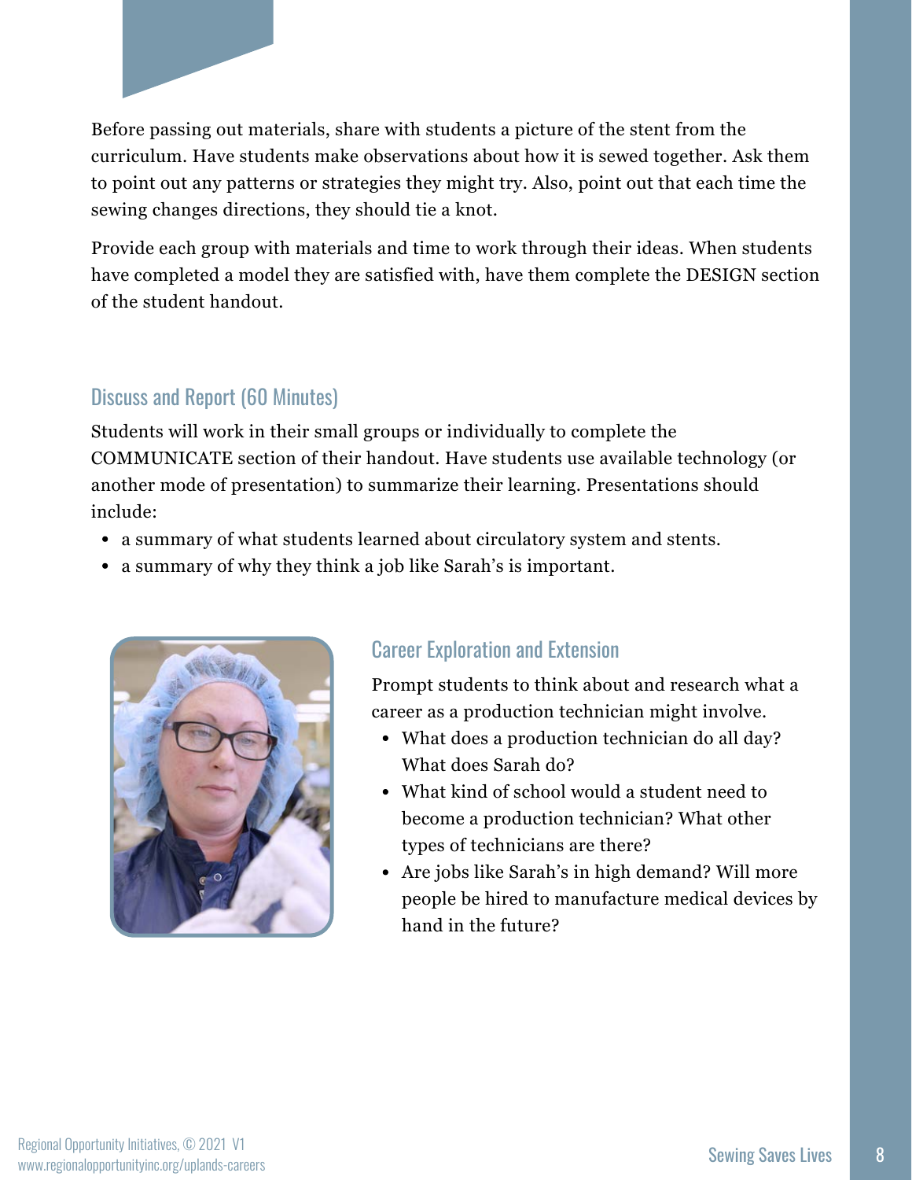Before passing out materials, share with students a picture of the stent from the curriculum. Have students make observations about how it is sewed together. Ask them to point out any patterns or strategies they might try. Also, point out that each time the sewing changes directions, they should tie a knot.

Provide each group with materials and time to work through their ideas. When students have completed a model they are satisfied with, have them complete the DESIGN section of the student handout.

## Discuss and Report (60 Minutes)

Students will work in their small groups or individually to complete the COMMUNICATE section of their handout. Have students use available technology (or another mode of presentation) to summarize their learning. Presentations should include:

- a summary of what students learned about circulatory system and stents.
- a summary of why they think a job like Sarah's is important.

## Career Exploration and Extension

Prompt students to think about and research what a career as a production technician might involve.

- What does a production technician do all day? What does Sarah do?
- What kind of school would a student need to become a production technician? What other types of technicians are there?
- Are jobs like Sarah's in high demand? Will more people be hired to manufacture medical devices by hand in the future?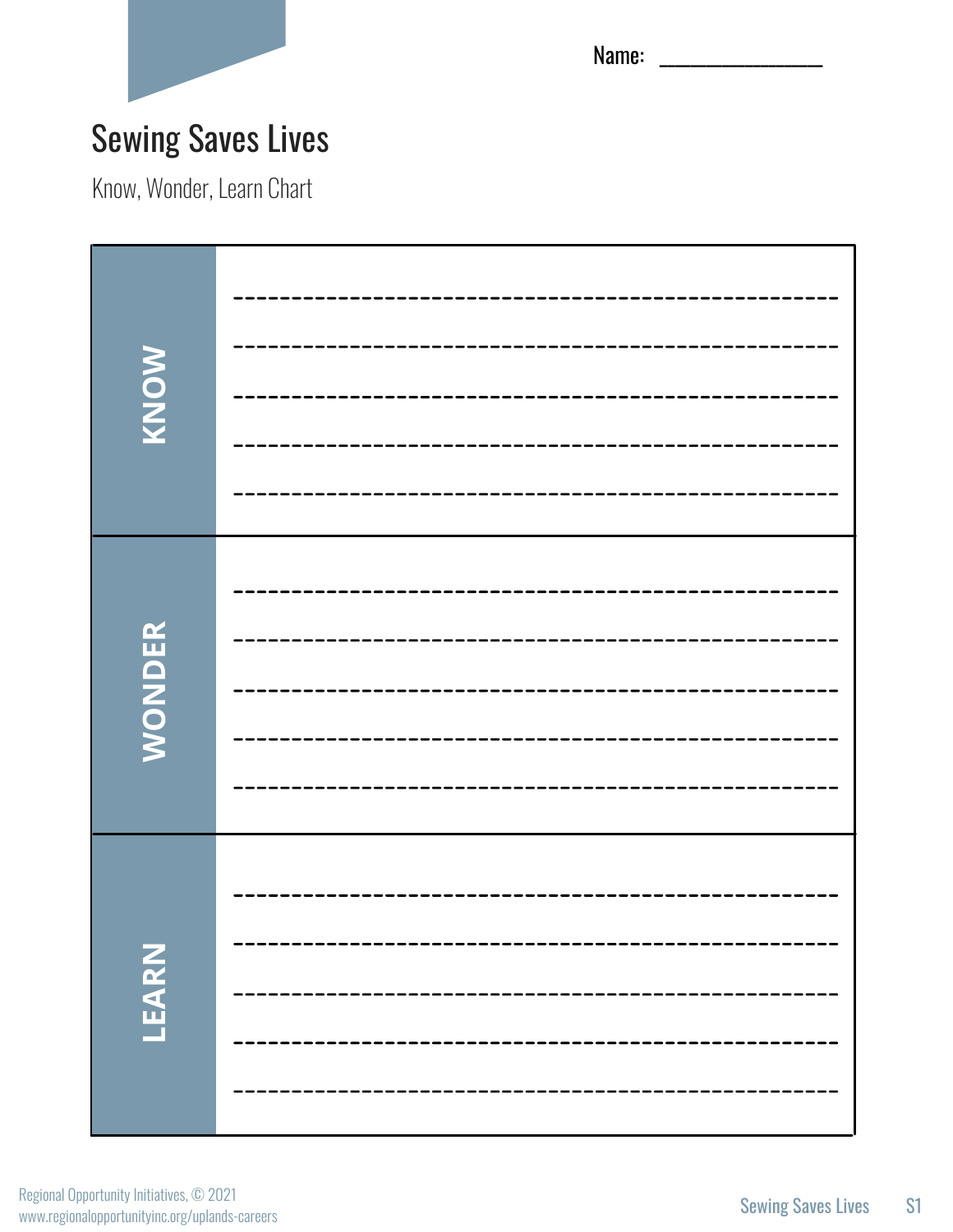Name: ______________

# Sewing Saves Lives

Know, Wonder, Learn Chart

| | |
|---|---|
| **KNOW** | |
| **WONDER** | |
| **LEARN** | |

Regional Opportunity Initiatives, © 2021
www.regionalopportunityinc.org/uplands-careers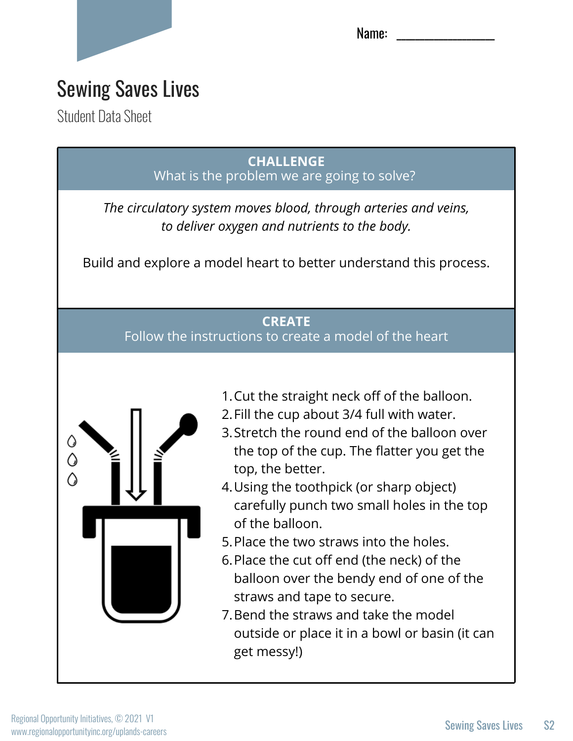Name: _______________

# Sewing Saves Lives

Student Data Sheet

## CHALLENGE

What is the problem we are going to solve?

*The circulatory system moves blood, through arteries and veins, to deliver oxygen and nutrients to the body.*

Build and explore a model heart to better understand this process.

## CREATE

Follow the instructions to create a model of the heart

1. Cut the straight neck off of the balloon.
2. Fill the cup about 3/4 full with water.
3. Stretch the round end of the balloon over the top of the cup. The flatter you get the top, the better.
4. Using the toothpick (or sharp object) carefully punch two small holes in the top of the balloon.
5. Place the two straws into the holes.
6. Place the cut off end (the neck) of the balloon over the bendy end of one of the straws and tape to secure.
7. Bend the straws and take the model outside or place it in a bowl or basin (it can get messy!)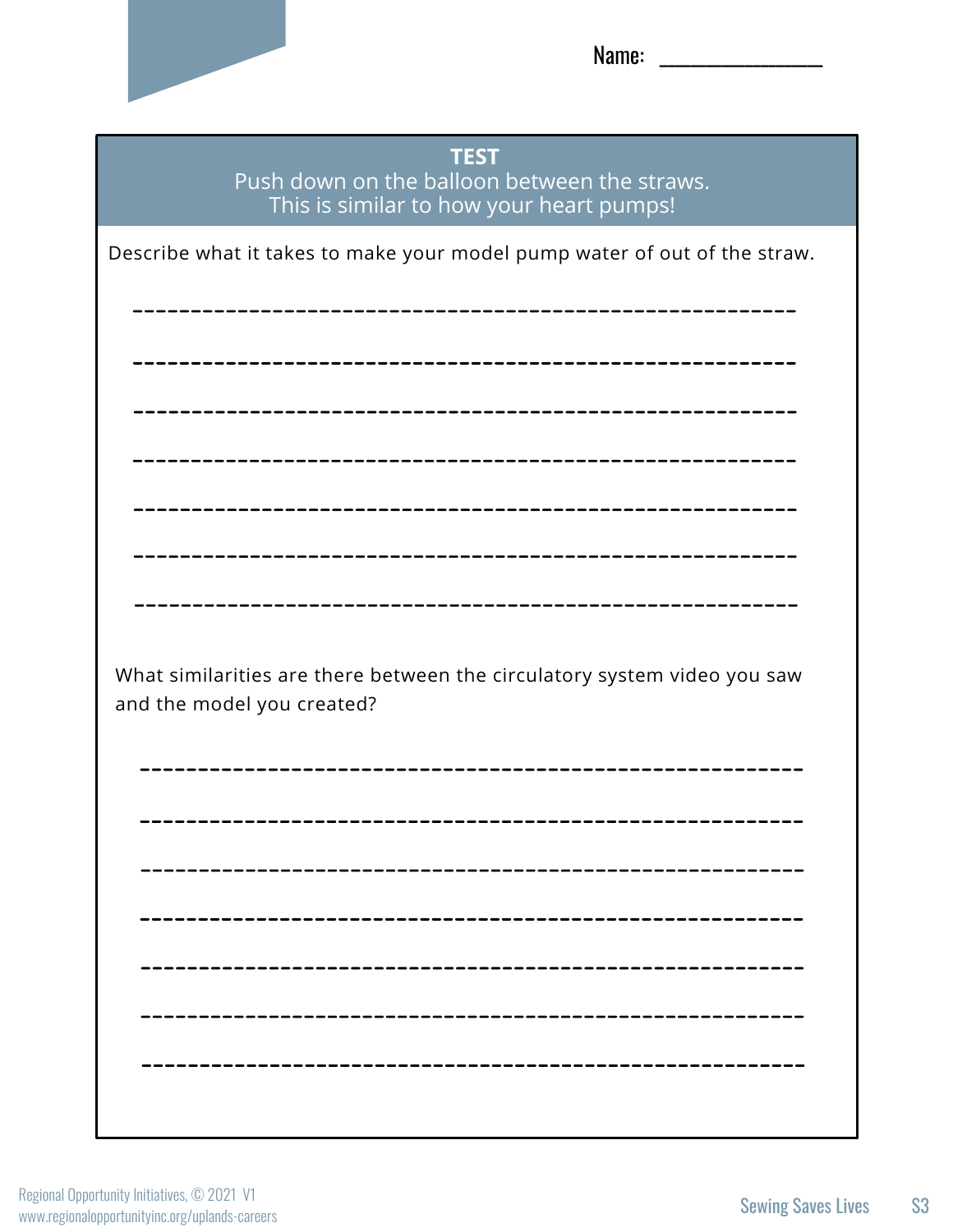Name: _______________

## TEST

Push down on the balloon between the straws.
This is similar to how your heart pumps!

Describe what it takes to make your model pump water of out of the straw.

_______________________________________________________________

_______________________________________________________________

_______________________________________________________________

_______________________________________________________________

_______________________________________________________________

_______________________________________________________________

_______________________________________________________________

What similarities are there between the circulatory system video you saw and the model you created?

_______________________________________________________________

_______________________________________________________________

_______________________________________________________________

_______________________________________________________________

_______________________________________________________________

_______________________________________________________________

_______________________________________________________________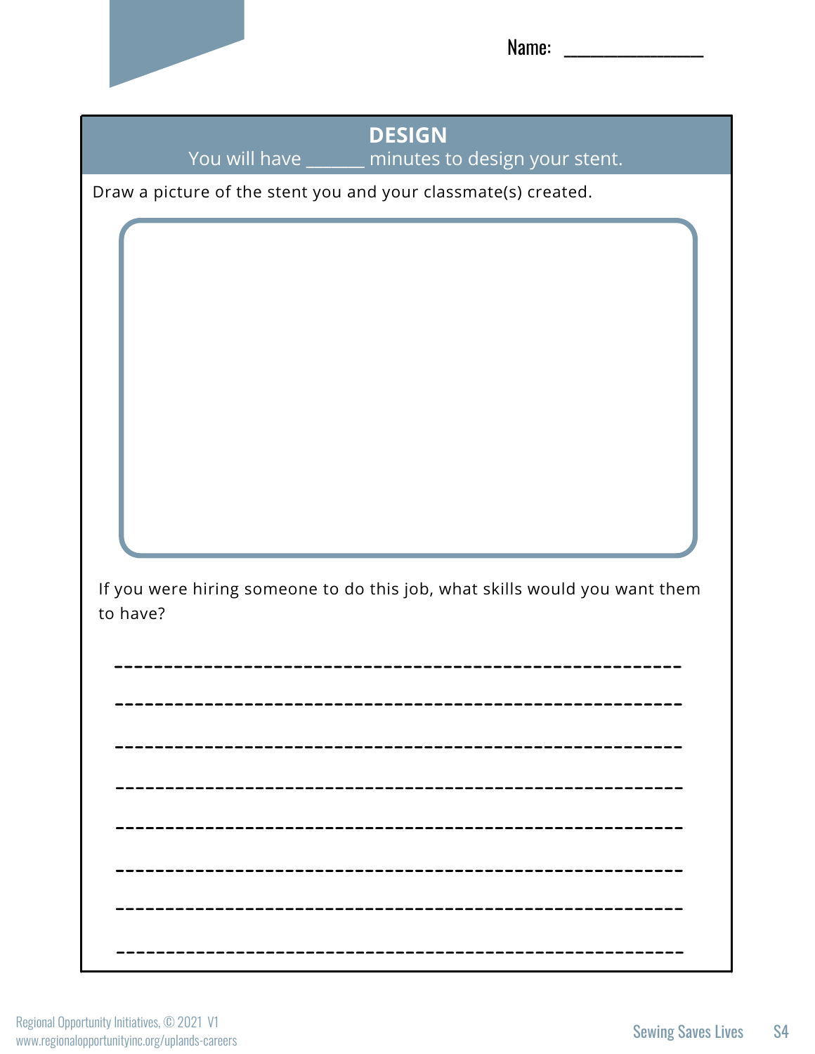Name: _______________

## DESIGN

You will have ______ minutes to design your stent.

Draw a picture of the stent you and your classmate(s) created.

If you were hiring someone to do this job, what skills would you want them to have?

_________________________________________________________

_________________________________________________________

_________________________________________________________

_________________________________________________________

_________________________________________________________

_________________________________________________________

_________________________________________________________

_________________________________________________________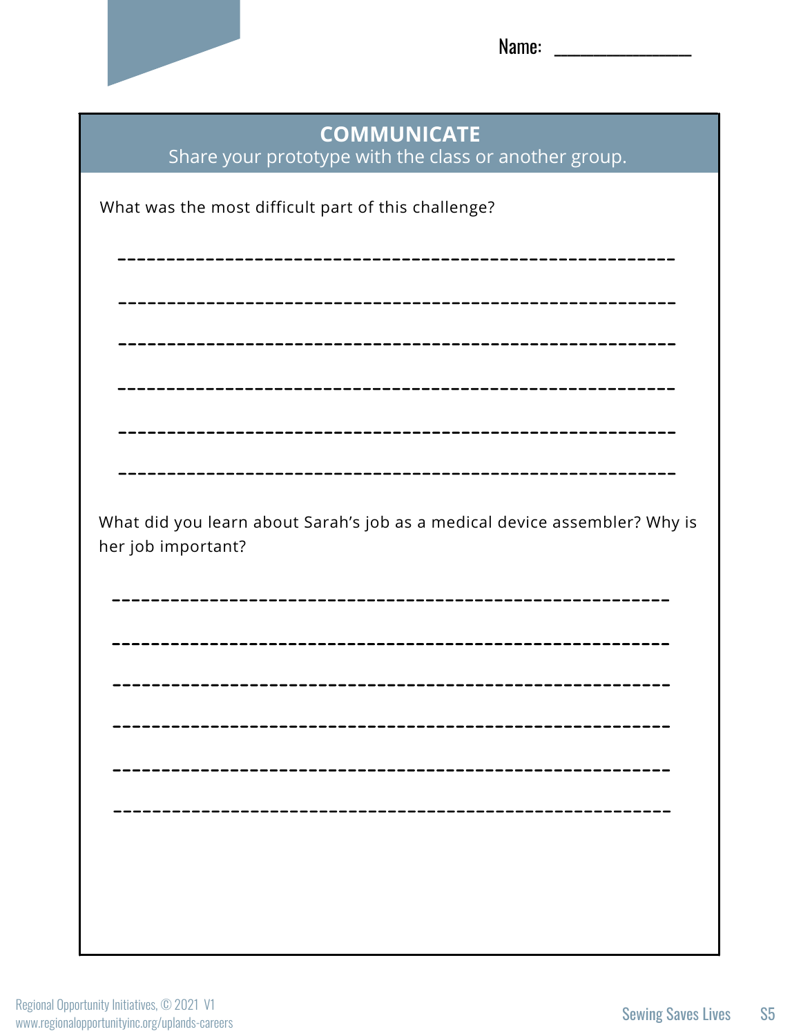Name: _______________

## COMMUNICATE

Share your prototype with the class or another group.

What was the most difficult part of this challenge?

__________________________________________________________

__________________________________________________________

__________________________________________________________

__________________________________________________________

__________________________________________________________

__________________________________________________________

What did you learn about Sarah's job as a medical device assembler? Why is her job important?

__________________________________________________________

__________________________________________________________

__________________________________________________________

__________________________________________________________

__________________________________________________________

__________________________________________________________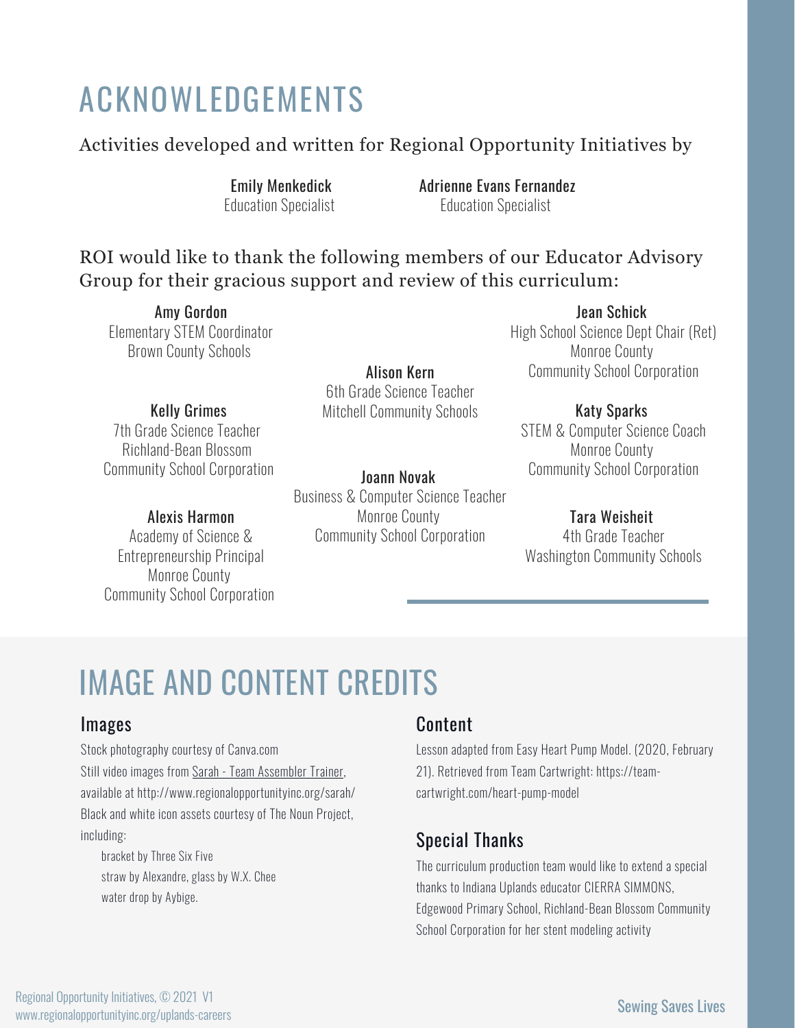# ACKNOWLEDGEMENTS

Activities developed and written for Regional Opportunity Initiatives by

**Emily Menkedick**
Education Specialist

**Adrienne Evans Fernandez**
Education Specialist

ROI would like to thank the following members of our Educator Advisory Group for their gracious support and review of this curriculum:

**Amy Gordon**
Elementary STEM Coordinator
Brown County Schools

**Kelly Grimes**
7th Grade Science Teacher
Richland-Bean Blossom
Community School Corporation

**Alexis Harmon**
Academy of Science &
Entrepreneurship Principal
Monroe County
Community School Corporation

**Alison Kern**
6th Grade Science Teacher
Mitchell Community Schools

**Joann Novak**
Business & Computer Science Teacher
Monroe County
Community School Corporation

**Jean Schick**
High School Science Dept Chair (Ret)
Monroe County
Community School Corporation

**Katy Sparks**
STEM & Computer Science Coach
Monroe County
Community School Corporation

**Tara Weisheit**
4th Grade Teacher
Washington Community Schools

# IMAGE AND CONTENT CREDITS

## Images

Stock photography courtesy of Canva.com
Still video images from Sarah - Team Assembler Trainer, available at http://www.regionalopportunityinc.org/sarah/
Black and white icon assets courtesy of The Noun Project, including:

- bracket by Three Six Five
- straw by Alexandre, glass by W.X. Chee
- water drop by Aybige.

## Content

Lesson adapted from Easy Heart Pump Model. (2020, February 21). Retrieved from Team Cartwright: https://team-cartwright.com/heart-pump-model

## Special Thanks

The curriculum production team would like to extend a special thanks to Indiana Uplands educator CIERRA SIMMONS, Edgewood Primary School, Richland-Bean Blossom Community School Corporation for her stent modeling activity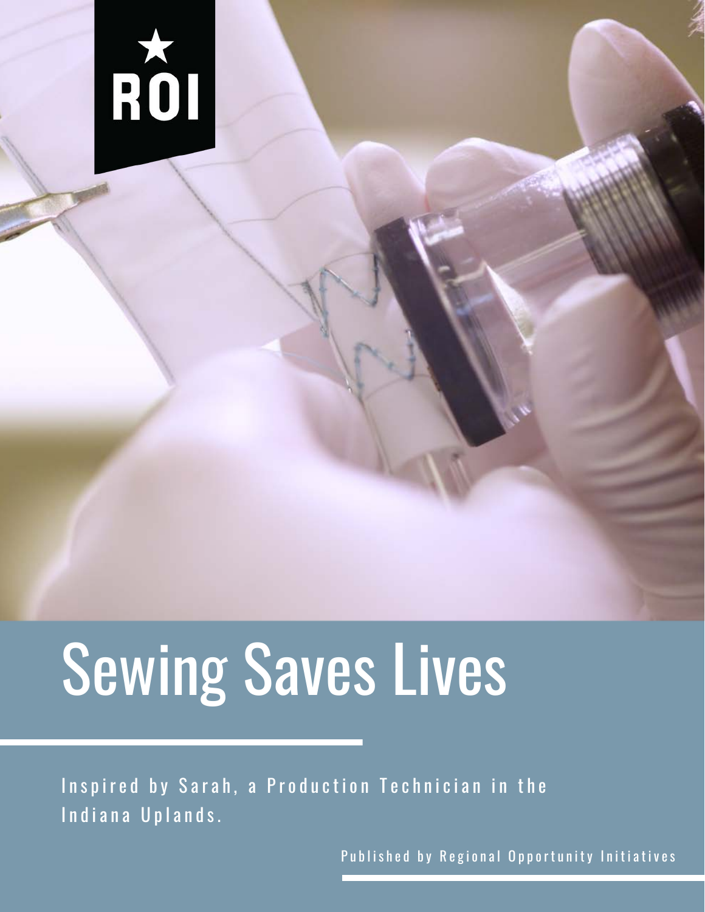ROI

# Sewing Saves Lives

Inspired by Sarah, a Production Technician in the Indiana Uplands.

Published by Regional Opportunity Initiatives